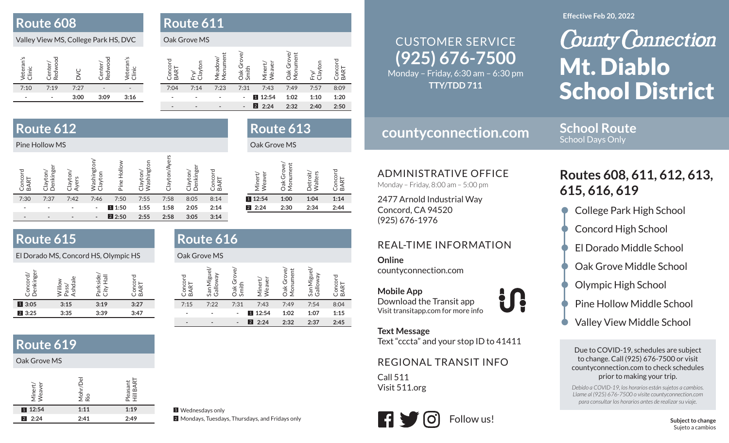Effective Feb 20, 2022

# County Connection

# Mt. Diablo School District

## School Route
School Days Only

## Routes 608, 611, 612, 613, 615, 616, 619

- College Park High School
- Concord High School
- El Dorado Middle School
- Oak Grove Middle School
- Olympic High School
- Pine Hollow Middle School
- Valley View Middle School

Due to COVID-19, schedules are subject to change. Call (925) 676-7500 or visit countyconnection.com to check schedules prior to making your trip.

*Debido a COVID-19, los horarios están sujetos a cambios. Llame al (925) 676-7500 o visite countyconnection.com para consultar los horarios antes de realizar su viaje.*

**Subject to change**
Sujeto a cambios

## Route 608

Valley View MS, College Park HS, DVC

| Veteran's Clinic | Center/ Redwood | DVC | Center/ Redwood | Veteran's Clinic |
|---|---|---|---|---|
| 7:10 | 7:19 | 7:27 | - | - |
| - | - | **3:00** | **3:09** | **3:16** |

## Route 611

Oak Grove MS

| Concord BART | Fry/ Clayton | Meadow/ Monument | Oak Grove/ Smith | Minert/ Weaver | Oak Grove/ Monument | Fry/ Clayton | Concord BART |
|---|---|---|---|---|---|---|---|
| 7:04 | 7:14 | 7:23 | 7:31 | 7:43 | 7:49 | 7:57 | 8:09 |
| - | - | - | - | 1 **12:54** | **1:02** | **1:10** | **1:20** |
| - | - | - | - | 2 **2:24** | **2:32** | **2:40** | **2:50** |

## Route 612

Pine Hollow MS

| Concord BART | Clayton/ Denkinger | Clayton/ Ayers | Washington/ Clayton | Pine Hollow | Clayton/ Washington | Clayton/Ayers | Clayton/ Denkinger | Concord BART |
|---|---|---|---|---|---|---|---|---|
| 7:30 | 7:37 | 7:42 | 7:46 | 7:50 | 7:55 | 7:58 | 8:05 | 8:14 |
| - | - | - | - | 1 **1:50** | **1:55** | **1:58** | **2:05** | **2:14** |
| - | - | - | - | 2 **2:50** | **2:55** | **2:58** | **3:05** | **3:14** |

## Route 613

Oak Grove MS

| Minert/ Weaver | Oak Grove/ Monument | Detroit/ Walters | Concord BART |
|---|---|---|---|
| 1 **12:54** | **1:00** | **1:04** | **1:14** |
| 2 **2:24** | **2:30** | **2:34** | **2:44** |

## Route 615

El Dorado MS, Concord HS, Olympic HS

| Concord/ Denkinger | Willow Pass/ Ashdale | Parkside/ City Hall | Concord BART |
|---|---|---|---|
| 1 **3:05** | **3:15** | **3:19** | **3:27** |
| 2 **3:25** | **3:35** | **3:39** | **3:47** |

## Route 616

Oak Grove MS

| Concord BART | San Miguel/ Galloway | Oak Grove/ Smith | Minert/ Weaver | Oak Grove/ Monument | San Miguel/ Galloway | Concord BART |
|---|---|---|---|---|---|---|
| 7:15 | 7:22 | 7:31 | 7:43 | 7:49 | 7:54 | 8:04 |
| - | - | - | 1 **12:54** | **1:02** | **1:07** | **1:15** |
| - | - | - | 2 **2:24** | **2:32** | **2:37** | **2:45** |

## Route 619

Oak Grove MS

| Minert/ Weaver | Mohr/Del Rio | Pleasant Hill BART |
|---|---|---|
| 1 **12:54** | **1:11** | **1:19** |
| 2 **2:24** | **2:41** | **2:49** |

1 Wednesdays only
2 Mondays, Tuesdays, Thursdays, and Fridays only

## CUSTOMER SERVICE
**(925) 676-7500**
Monday – Friday, 6:30 am – 6:30 pm
**TTY/TDD 711**

## countyconnection.com

## ADMINISTRATIVE OFFICE

Monday – Friday, 8:00 am – 5:00 pm

2477 Arnold Industrial Way
Concord, CA 94520
(925) 676-1976

## REAL-TIME INFORMATION

**Online**
countyconnection.com

**Mobile App**
Download the Transit app
Visit transitapp.com for more info

**Text Message**
Text "cccta" and your stop ID to 41411

## REGIONAL TRANSIT INFO

Call 511
Visit 511.org

Follow us!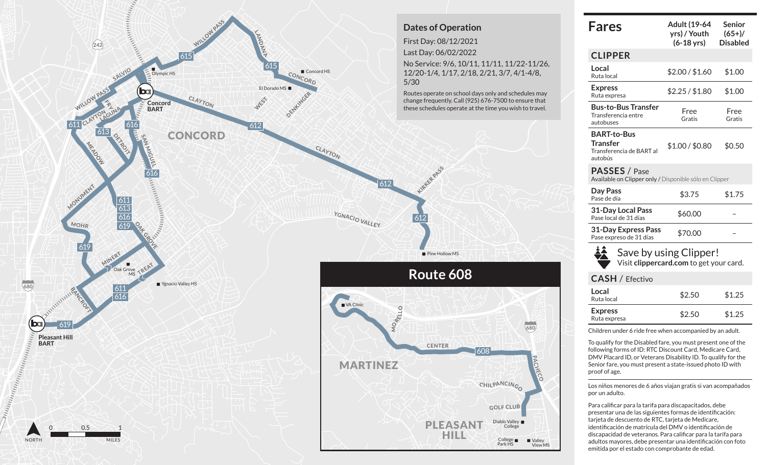## Dates of Operation

First Day: 08/12/2021

Last Day: 06/02/2022

No Service: 9/6, 10/11, 11/11, 11/22-11/26, 12/20-1/4, 1/17, 2/18, 2/21, 3/7, 4/1-4/8, 5/30

Routes operate on school days only and schedules may change frequently. Call (925) 676-7500 to ensure that these schedules operate at the time you wish to travel.

CONCORD

Concord BART

Pleasant Hill BART

611 612 613 615 616 619

Olympic HS

Concord HS

El Dorado MS

Pine Hollow MS

Oak Grove MS

Ygnacio Valley HS

WILLOW PASS, SALVIO, CLAYTON, LANDANA, CONCORD, WEST, DENKINGER, FRY, LAGUNA, DETROIT, SAN MIGUEL, MEADOW, MONUMENT, MOHR, OAK GROVE, MINERT, TREAT, BANCROFT, KIRKER PASS, YGNACIO VALLEY

242 680

NORTH

0 0.5 1 MILES

## Route 608

MARTINEZ

PLEASANT HILL

VA Clinic

MORELLO, CENTER, PACHECO, CHILPANCINGO, GOLF CLUB

608

680

Diablo Valley College

College Park HS

Valley View MS

## Fares

| Fares | Adult (19-64 yrs) / Youth (6-18 yrs) | Senior (65+)/ Disabled |
|---|---|---|
| **CLIPPER** | | |
| **Local** Ruta local | $2.00 / $1.60 | $1.00 |
| **Express** Ruta expresa | $2.25 / $1.80 | $1.00 |
| **Bus-to-Bus Transfer** Transferencia entre autobuses | Free Gratis | Free Gratis |
| **BART-to-Bus Transfer** Transferencia de BART al autobús | $1.00 / $0.80 | $0.50 |
| **PASSES** / Pase — Available on Clipper only / Disponible sólo en Clipper | | |
| **Day Pass** Pase de día | $3.75 | $1.75 |
| **31-Day Local Pass** Pase local de 31 días | $60.00 | – |
| **31-Day Express Pass** Pase expreso de 31 días | $70.00 | – |
| **CASH** / Efectivo | | |
| **Local** Ruta local | $2.50 | $1.25 |
| **Express** Ruta expresa | $2.50 | $1.25 |

Save by using Clipper!
Visit **clipppercard.com** to get your card.

Children under 6 ride free when accompanied by an adult.

To qualify for the Disabled fare, you must present one of the following forms of ID: RTC Discount Card, Medicare Card, DMV Placard ID, or Veterans Disability ID. To qualify for the Senior fare, you must present a state-issued photo ID with proof of age.

Los niños menores de 6 años viajan gratis si van acompañados por un adulto.

Para calificar para la tarifa para discapacitados, debe presentar una de las siguientes formas de identificación: tarjeta de descuento de RTC, tarjeta de Medicare, identificación de matrícula del DMV o identificación de discapacidad de veteranos. Para calificar para la tarifa para adultos mayores, debe presentar una identificación con foto emitida por el estado con comprobante de edad.